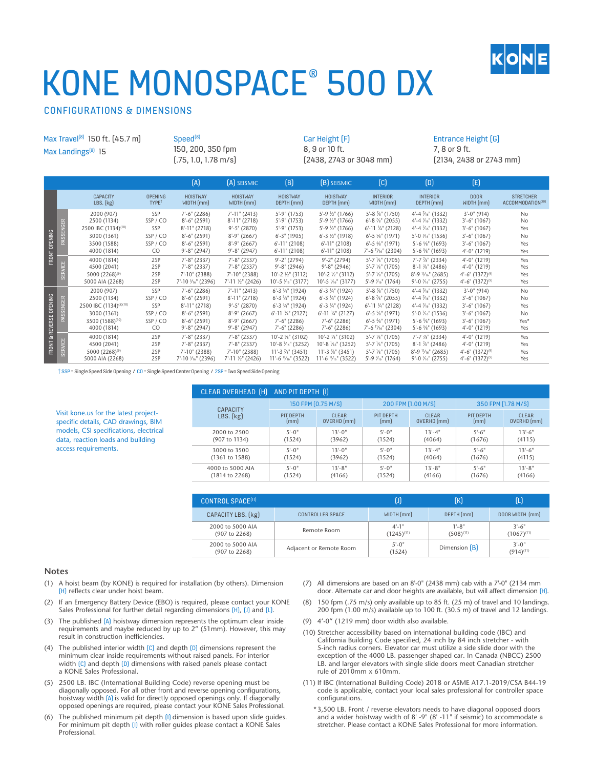# KONE MONOSPACE® 500 DX

## CONFIGURATIONS & DIMENSIONS

Max Travel[8] 150 ft. (45.7 m)
Max Landings[8] 15

Speed[8]
150, 200, 350 fpm
(.75, 1.0, 1.78 m/s)

Car Height (F)
8, 9 or 10 ft.
(2438, 2743 or 3048 mm)

Entrance Height (G)
7, 8 or 9 ft.
(2134, 2438 or 2743 mm)

| | | CAPACITY LBS. (kg) | OPENING TYPE† | (A) HOISTWAY WIDTH (mm) | (A) SEISMIC HOISTWAY WIDTH (mm) | (B) HOISTWAY DEPTH (mm) | (B) SEISMIC HOISTWAY DEPTH (mm) | (C) INTERIOR WIDTH (mm) | (D) INTERIOR DEPTH (mm) | (E) DOOR WIDTH (mm) | STRETCHER ACCOMMODATION[10] |
|---|---|---|---|---|---|---|---|---|---|---|---|
| FRONT OPENING | PASSENGER | 2000 (907) | SSP | 7'-6" (2286) | 7'-11" (2413) | 5'-9" (1753) | 5'-9 ½" (1766) | 5'-8 ⅞" (1750) | 4'-4 7/16" (1332) | 3'-0" (914) | No |
| | | 2500 (1134) | SSP / CO | 8'-6" (2591) | 8'-11" (2718) | 5'-9" (1753) | 5'-9 ½" (1766) | 6'-8 ⅞" (2055) | 4'-4 7/16" (1332) | 3'-6" (1067) | No |
| | | 2500 IBC (1134)[10] | SSP | 8'-11" (2718) | 9'-5" (2870) | 5'-9" (1753) | 5'-9 ½" (1766) | 6'-11 ¾" (2128) | 4'-4 7/16" (1332) | 3'-6" (1067) | Yes |
| | | 3000 (1361) | SSP / CO | 8'-6" (2591) | 8'-9" (2667) | 6'-3" (1905) | 6'-3 ½" (1918) | 6'-5 ⅝" (1971) | 5'-0 7/16" (1536) | 3'-6" (1067) | No |
| | | 3500 (1588) | SSP / CO | 8'-6" (2591) | 8'-9" (2667) | 6'-11" (2108) | 6'-11" (2108) | 6'-5 ⅝" (1971) | 5'-6 ⅝" (1693) | 3'-6" (1067) | Yes |
| | | 4000 (1814) | CO | 9'-8" (2947) | 9'-8" (2947) | 6'-11" (2108) | 6'-11" (2108) | 7'-6 11/16" (2304) | 5'-6 ⅝" (1693) | 4'-0" (1219) | Yes |
| | SERVICE | 4000 (1814) | 2SP | 7'-8" (2337) | 7'-8" (2337) | 9'-2" (2794) | 9'-2" (2794) | 5'-7 ⅛" (1705) | 7'-7 ⅞" (2334) | 4'-0" (1219) | Yes |
| | | 4500 (2041) | 2SP | 7'-8" (2337) | 7'-8" (2337) | 9'-8" (2946) | 9'-8" (2946) | 5'-7 ⅛" (1705) | 8'-1 ⅞" (2486) | 4'-0" (1219) | Yes |
| | | 5000 (2268)[9] | 2SP | 7'-10" (2388) | 7'-10" (2388) | 10'-2 ½" (3112) | 10'-2 ½" (3112) | 5'-7 ⅛" (1705) | 8'-9 11/16" (2685) | 4'-6" (1372)[9] | Yes |
| | | 5000 AIA (2268) | 2SP | 7'-10 5/16" (2396) | 7'-11 ½" (2426) | 10'-5 1/16" (3177) | 10'-5 1/16" (3177) | 5'-9 7/16" (1764) | 9'-0 7/16" (2755) | 4'-6" (1372)[9] | Yes |
| FRONT & REVERSE OPENING | PASSENGER | 2000 (907) | SSP | 7'-6" (2286) | 7'-11" (2413) | 6'-3 ¾" (1924) | 6'-3 ¾" (1924) | 5'-8 ⅞" (1750) | 4'-4 7/16" (1332) | 3'-0" (914) | No |
| | | 2500 (1134) | SSP / CO | 8'-6" (2591) | 8'-11" (2718) | 6'-3 ¾" (1924) | 6'-3 ¾" (1924) | 6'-8 ⅞" (2055) | 4'-4 7/16" (1332) | 3'-6" (1067) | No |
| | | 2500 IBC (1134)[5][10] | SSP | 8'-11" (2718) | 9'-5" (2870) | 6'-3 ¾" (1924) | 6'-3 ¾" (1924) | 6'-11 ¾" (2128) | 4'-4 7/16" (1332) | 3'-6" (1067) | Yes |
| | | 3000 (1361) | SSP / CO | 8'-6" (2591) | 8'-9" (2667) | 6'-11 ¾" (2127) | 6'-11 ¾" (2127) | 6'-5 ⅝" (1971) | 5'-0 7/16" (1536) | 3'-6" (1067) | No |
| | | 3500 (1588)[10] | SSP / CO | 8'-6" (2591) | 8'-9" (2667) | 7'-6" (2286) | 7'-6" (2286) | 6'-5 ⅝" (1971) | 5'-6 ⅝" (1693) | 3'-6" (1067) | Yes* |
| | | 4000 (1814) | CO | 9'-8" (2947) | 9'-8" (2947) | 7'-6" (2286) | 7'-6" (2286) | 7'-6 11/16" (2304) | 5'-6 ⅝" (1693) | 4'-0" (1219) | Yes |
| | SERVICE | 4000 (1814) | 2SP | 7'-8" (2337) | 7'-8" (2337) | 10'-2 ⅛" (3102) | 10'-2 ⅛" (3102) | 5'-7 ⅛" (1705) | 7'-7 ⅞" (2334) | 4'-0" (1219) | Yes |
| | | 4500 (2041) | 2SP | 7'-8" (2337) | 7'-8" (2337) | 10'-8 1/16" (3252) | 10'-8 1/16" (3252) | 5'-7 ⅛" (1705) | 8'-1 ⅞" (2486) | 4'-0" (1219) | Yes |
| | | 5000 (2268)[9] | 2SP | 7'-10" (2388) | 7'-10" (2388) | 11'-3 ⅞" (3451) | 11'-3 ⅞" (3451) | 5'-7 ⅛" (1705) | 8'-9 11/16" (2685) | 4'-6" (1372)[9] | Yes |
| | | 5000 AIA (2268) | 2SP | 7'-10 5/16" (2396) | 7'-11 ½" (2426) | 11'-6 11/16" (3522) | 11'-6 11/16" (3522) | 5'-9 7/16" (1764) | 9'-0 7/16" (2755) | 4'-6" (1372)[9] | Yes |

† SSP = Single Speed Side Opening / CO = Single Speed Center Opening / 2SP = Two Speed Side Opening

Visit kone.us for the latest project-specific details, CAD drawings, BIM models, CSI specifications, electrical data, reaction loads and building access requirements.

| CLEAR OVERHEAD (H) AND PIT DEPTH (I) | 150 FPM (0.75 M/S) | | 200 FPM (1.00 M/S) | | 350 FPM (1.78 M/S) | |
|---|---|---|---|---|---|---|
| CAPACITY LBS. (kg) | PIT DEPTH (mm) | CLEAR OVERHD (mm) | PIT DEPTH (mm) | CLEAR OVERHD (mm) | PIT DEPTH (mm) | CLEAR OVERHD (mm) |
| 2000 to 2500 (907 to 1134) | 5'-0" (1524) | 13'-0" (3962) | 5'-0" (1524) | 13'-4" (4064) | 5'-6" (1676) | 13'-6" (4115) |
| 3000 to 3500 (1361 to 1588) | 5'-0" (1524) | 13'-0" (3962) | 5'-0" (1524) | 13'-4" (4064) | 5'-6" (1676) | 13'-6" (4115) |
| 4000 to 5000 AIA (1814 to 2268) | 5'-0" (1524) | 13'-8" (4166) | 5'-0" (1524) | 13'-8" (4166) | 5'-6" (1676) | 13'-8" (4166) |

| CONTROL SPACE[11] | | (J) | (K) | (L) |
|---|---|---|---|---|
| CAPACITY LBS. (kg) | CONTROLLER SPACE | WIDTH (mm) | DEPTH (mm) | DOOR WIDTH (mm) |
| 2000 to 5000 AIA (907 to 2268) | Remote Room | 4'-1" (1245)[11] | 1'-8" (508)[11] | 3'-6" (1067)[11] |
| 2000 to 5000 AIA (907 to 2268) | Adjacent or Remote Room | 5'-0" (1524) | Dimension (B) | 3'-0" (914)[11] |

## Notes

(1) A hoist beam (by KONE) is required for installation (by others). Dimension (H) reflects clear under hoist beam.

(2) If an Emergency Battery Device (EBO) is required, please contact your KONE Sales Professional for further detail regarding dimensions (H), (J) and (L).

(3) The published (A) hoistway dimension represents the optimum clear inside requirements and maybe reduced by up to 2" (51mm). However, this may result in construction inefficiencies.

(4) The published interior width (C) and depth (D) dimensions represent the minimum clear inside requirements without raised panels. For interior width (C) and depth (D) dimensions with raised panels please contact a KONE Sales Professional.

(5) 2500 LB. IBC (International Building Code) reverse opening must be diagonally opposed. For all other front and reverse opening configurations, hoistway width (A) is valid for directly opposed openings only. If diagonally opposed openings are required, please contact your KONE Sales Professional.

(6) The published minimum pit depth (I) dimension is based upon slide guides. For minimum pit depth (I) with roller guides please contact a KONE Sales Professional.

(7) All dimensions are based on an 8'-0" (2438 mm) cab with a 7'-0" (2134 mm door. Alternate car and door heights are available, but will affect dimension (H).

(8) 150 fpm (.75 m/s) only available up to 85 ft. (25 m) of travel and 10 landings. 200 fpm (1.00 m/s) available up to 100 ft. (30.5 m) of travel and 12 landings.

(9) 4'-0" (1219 mm) door width also available.

(10) Stretcher accessibility based on international building code (IBC) and California Building Code specified, 24 inch by 84 inch stretcher - with 5-inch radius corners. Elevator car must utilize a side slide door with the exception of the 4000 LB. passenger shaped car. In Canada (NBCC) 2500 LB. and larger elevators with single slide doors meet Canadian stretcher rule of 2010mm x 610mm.

(11) If IBC (International Building Code) 2018 or ASME A17.1-2019/CSA B44-19 code is applicable, contact your local sales professional for controller space configurations.

\* 3,500 LB. Front / reverse elevators needs to have diagonal opposed doors and a wider hoistway width of 8' -9" (8' -11" if seismic) to accommodate a stretcher. Please contact a KONE Sales Professional for more information.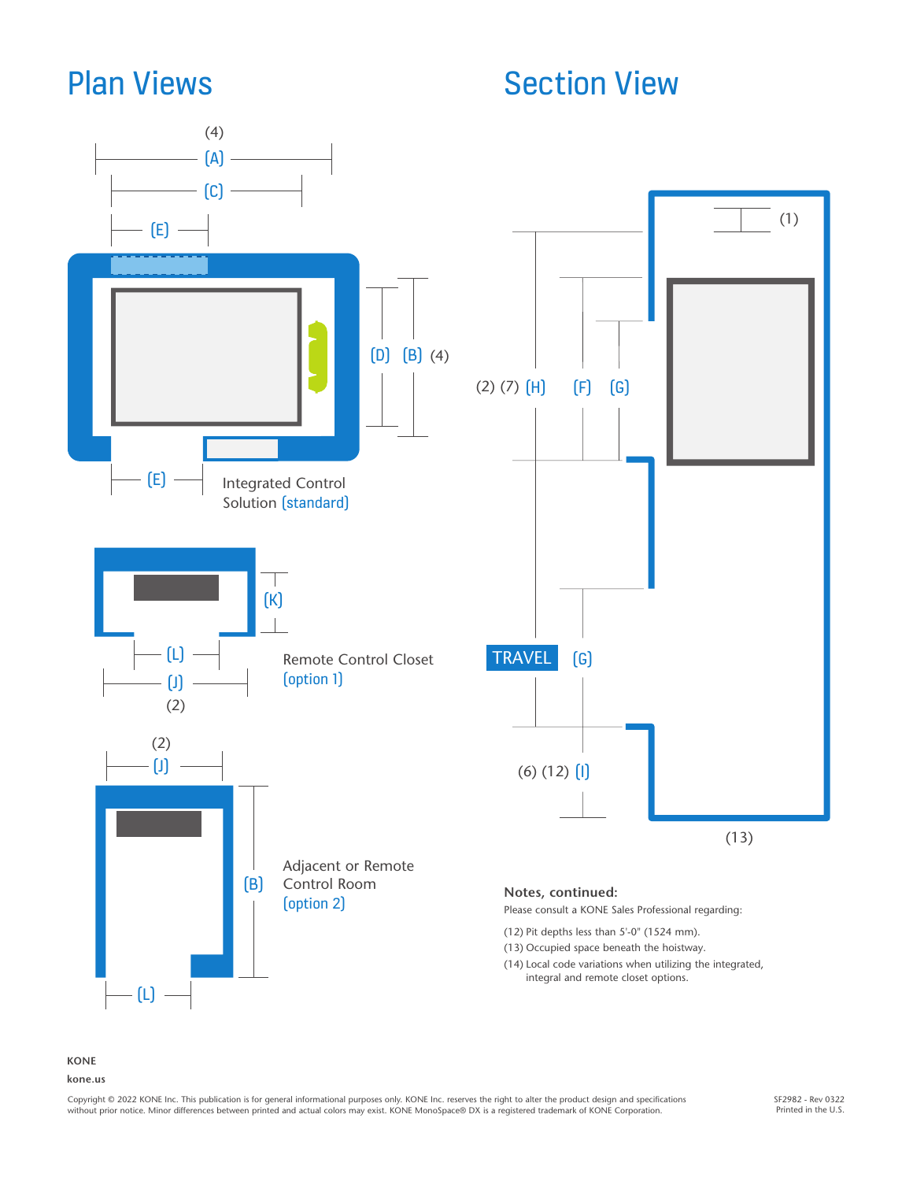## Plan Views

(4)
[A]
[C]
[E]
[D] [B] (4)
[E]
Integrated Control Solution [standard]

[K]
[L]
[J]
(2)
Remote Control Closet [option 1]

(2)
[J]
[B]
[L]
Adjacent or Remote Control Room [option 2]

## Section View

(1)
(2) (7) [H]
[F]
[G]
TRAVEL
[G]
(6) (12) [I]
(13)

**Notes, continued:**

Please consult a KONE Sales Professional regarding:

(12) Pit depths less than 5'-0" (1524 mm).

(13) Occupied space beneath the hoistway.

(14) Local code variations when utilizing the integrated, integral and remote closet options.

**KONE**

**kone.us**

Copyright © 2022 KONE Inc. This publication is for general informational purposes only. KONE Inc. reserves the right to alter the product design and specifications without prior notice. Minor differences between printed and actual colors may exist. KONE MonoSpace® DX is a registered trademark of KONE Corporation.

SF2982 - Rev 0322
Printed in the U.S.